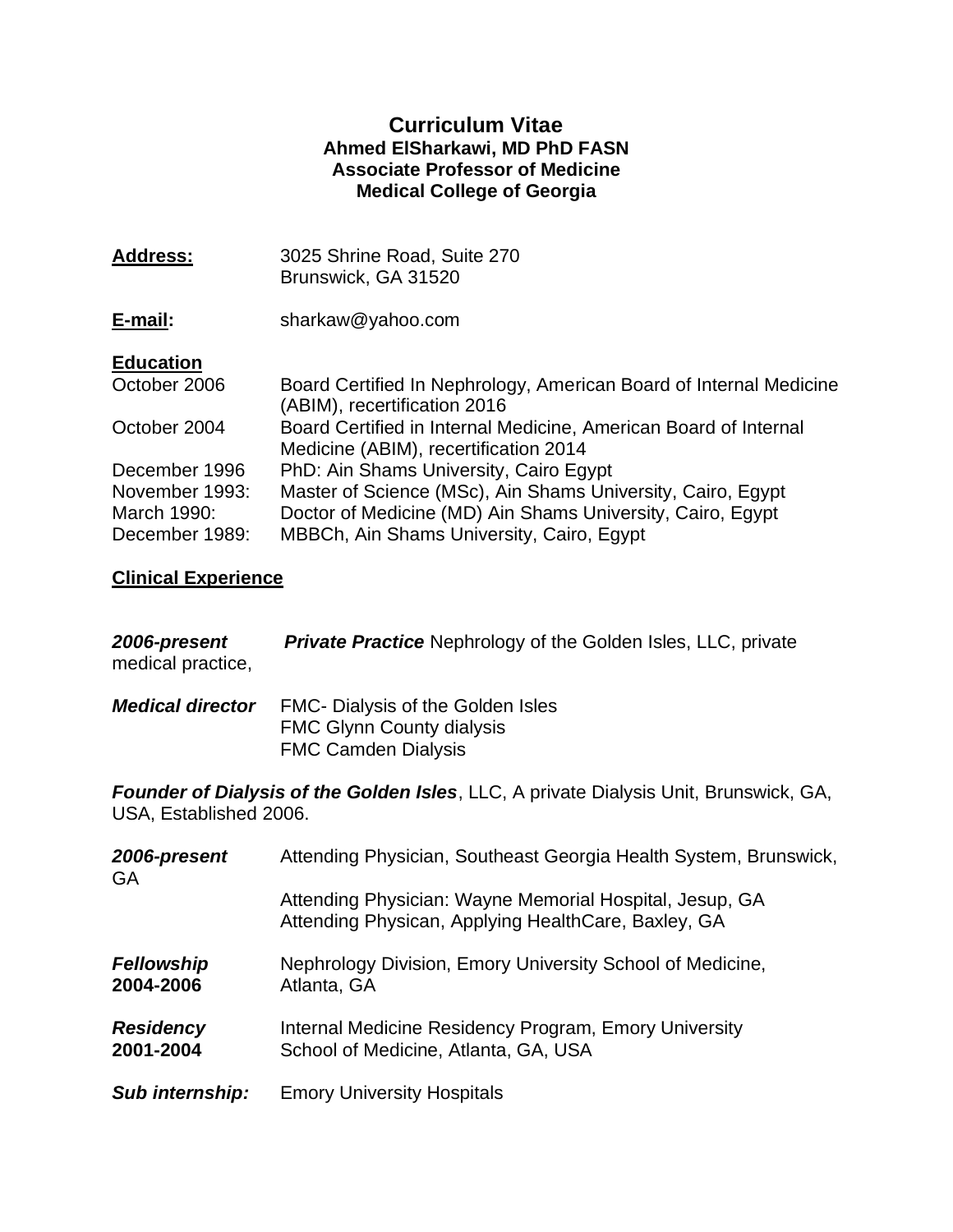# Curriculum Vitae

**Ahmed ElSharkawi, MD PhD FASN**
**Associate Professor of Medicine**
**Medical College of Georgia**

**Address:** 3025 Shrine Road, Suite 270
Brunswick, GA 31520

**E-mail:** sharkaw@yahoo.com

## Education

| | |
|---|---|
| October 2006 | Board Certified In Nephrology, American Board of Internal Medicine (ABIM), recertification 2016 |
| October 2004 | Board Certified in Internal Medicine, American Board of Internal Medicine (ABIM), recertification 2014 |
| December 1996 | PhD: Ain Shams University, Cairo Egypt |
| November 1993: | Master of Science (MSc), Ain Shams University, Cairo, Egypt |
| March 1990: | Doctor of Medicine (MD) Ain Shams University, Cairo, Egypt |
| December 1989: | MBBCh, Ain Shams University, Cairo, Egypt |

## Clinical Experience

***2006-present*** ***Private Practice*** Nephrology of the Golden Isles, LLC, private medical practice,

***Medical director*** FMC- Dialysis of the Golden Isles
FMC Glynn County dialysis
FMC Camden Dialysis

***Founder of Dialysis of the Golden Isles***, LLC, A private Dialysis Unit, Brunswick, GA, USA, Established 2006.

***2006-present*** Attending Physician, Southeast Georgia Health System, Brunswick, GA

Attending Physician: Wayne Memorial Hospital, Jesup, GA
Attending Physican, Applying HealthCare, Baxley, GA

***Fellowship*** **2004-2006** Nephrology Division, Emory University School of Medicine, Atlanta, GA

***Residency*** **2001-2004** Internal Medicine Residency Program, Emory University School of Medicine, Atlanta, GA, USA

***Sub internship:*** Emory University Hospitals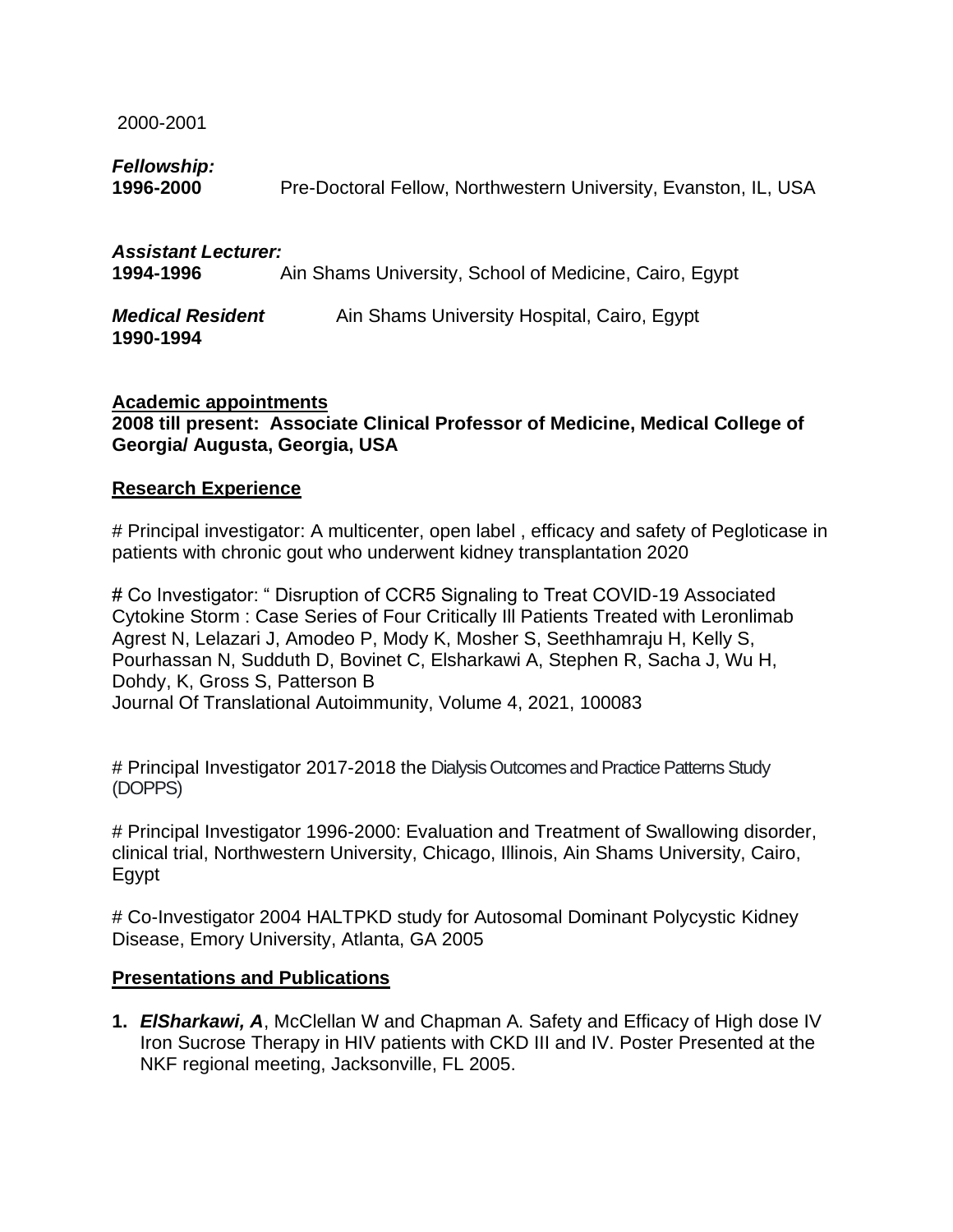2000-2001

***Fellowship:***
**1996-2000** Pre-Doctoral Fellow, Northwestern University, Evanston, IL, USA

***Assistant Lecturer:***
**1994-1996** Ain Shams University, School of Medicine, Cairo, Egypt

***Medical Resident*** Ain Shams University Hospital, Cairo, Egypt
**1990-1994**

## Academic appointments

**2008 till present: Associate Clinical Professor of Medicine, Medical College of Georgia/ Augusta, Georgia, USA**

## Research Experience

# Principal investigator: A multicenter, open label , efficacy and safety of Pegloticase in patients with chronic gout who underwent kidney transplantation 2020

# Co Investigator: " Disruption of CCR5 Signaling to Treat COVID-19 Associated Cytokine Storm : Case Series of Four Critically Ill Patients Treated with Leronlimab
Agrest N, Lelazari J, Amodeo P, Mody K, Mosher S, Seethhamraju H, Kelly S, Pourhassan N, Sudduth D, Bovinet C, Elsharkawi A, Stephen R, Sacha J, Wu H, Dohdy, K, Gross S, Patterson B
Journal Of Translational Autoimmunity, Volume 4, 2021, 100083

# Principal Investigator 2017-2018 the Dialysis Outcomes and Practice Patterns Study (DOPPS)

# Principal Investigator 1996-2000: Evaluation and Treatment of Swallowing disorder, clinical trial, Northwestern University, Chicago, Illinois, Ain Shams University, Cairo, Egypt

# Co-Investigator 2004 HALTPKD study for Autosomal Dominant Polycystic Kidney Disease, Emory University, Atlanta, GA 2005

## Presentations and Publications

1. ***ElSharkawi, A***, McClellan W and Chapman A. Safety and Efficacy of High dose IV Iron Sucrose Therapy in HIV patients with CKD III and IV. Poster Presented at the NKF regional meeting, Jacksonville, FL 2005.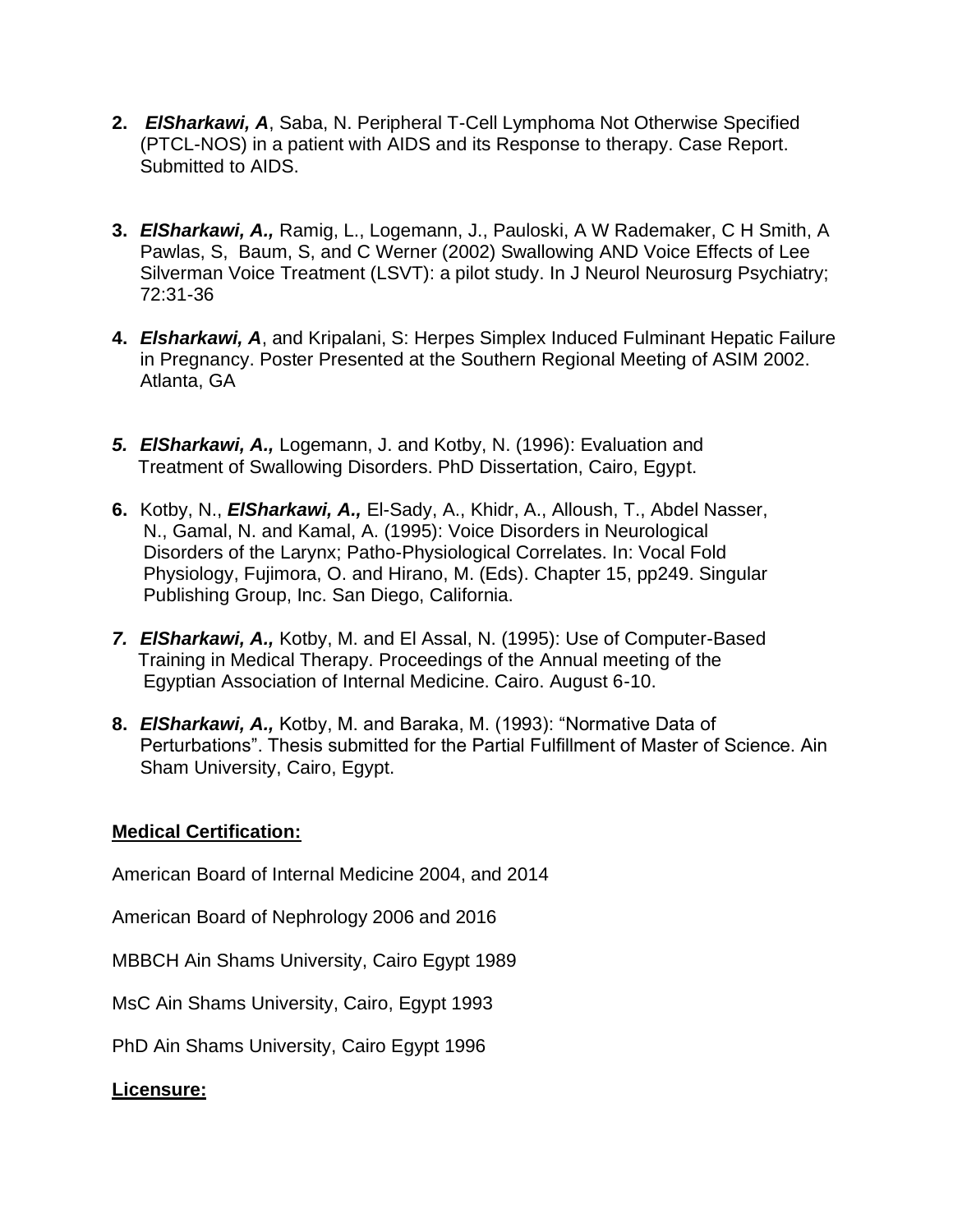2. ***ElSharkawi, A***, Saba, N. Peripheral T-Cell Lymphoma Not Otherwise Specified (PTCL-NOS) in a patient with AIDS and its Response to therapy. Case Report. Submitted to AIDS.

3. ***ElSharkawi, A.,*** Ramig, L., Logemann, J., Pauloski, A W Rademaker, C H Smith, A Pawlas, S, Baum, S, and C Werner (2002) Swallowing AND Voice Effects of Lee Silverman Voice Treatment (LSVT): a pilot study. In J Neurol Neurosurg Psychiatry; 72:31-36

4. ***Elsharkawi, A***, and Kripalani, S: Herpes Simplex Induced Fulminant Hepatic Failure in Pregnancy. Poster Presented at the Southern Regional Meeting of ASIM 2002. Atlanta, GA

5. ***ElSharkawi, A.,*** Logemann, J. and Kotby, N. (1996): Evaluation and Treatment of Swallowing Disorders. PhD Dissertation, Cairo, Egypt.

6. Kotby, N., ***ElSharkawi, A.,*** El-Sady, A., Khidr, A., Alloush, T., Abdel Nasser, N., Gamal, N. and Kamal, A. (1995): Voice Disorders in Neurological Disorders of the Larynx; Patho-Physiological Correlates. In: Vocal Fold Physiology, Fujimora, O. and Hirano, M. (Eds). Chapter 15, pp249. Singular Publishing Group, Inc. San Diego, California.

7. ***ElSharkawi, A.,*** Kotby, M. and El Assal, N. (1995): Use of Computer-Based Training in Medical Therapy. Proceedings of the Annual meeting of the Egyptian Association of Internal Medicine. Cairo. August 6-10.

8. ***ElSharkawi, A.,*** Kotby, M. and Baraka, M. (1993): "Normative Data of Perturbations". Thesis submitted for the Partial Fulfillment of Master of Science. Ain Sham University, Cairo, Egypt.

**Medical Certification:**

American Board of Internal Medicine 2004, and 2014

American Board of Nephrology 2006 and 2016

MBBCH Ain Shams University, Cairo Egypt 1989

MsC Ain Shams University, Cairo, Egypt 1993

PhD Ain Shams University, Cairo Egypt 1996

**Licensure:**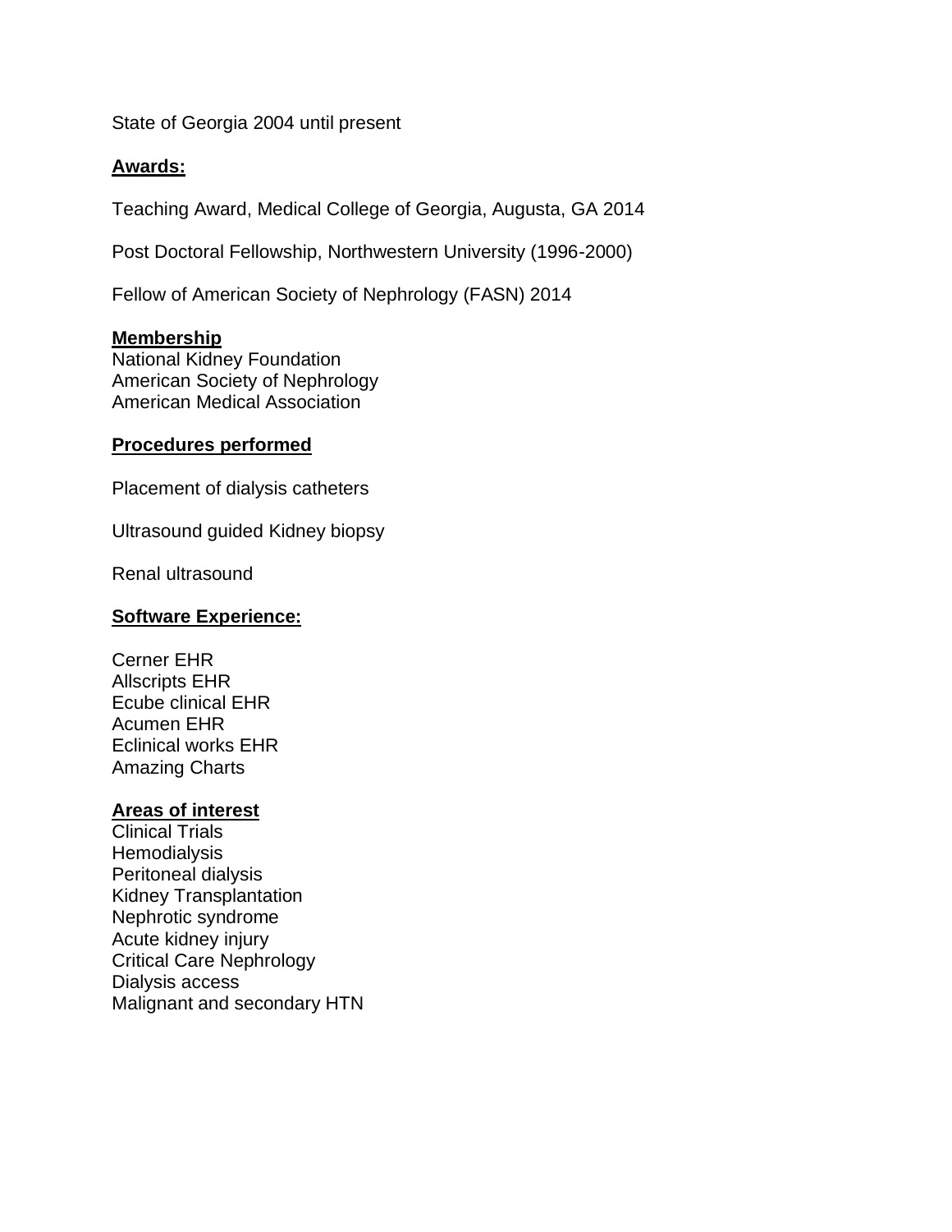State of Georgia 2004 until present

**Awards:**

Teaching Award, Medical College of Georgia, Augusta, GA 2014

Post Doctoral Fellowship, Northwestern University (1996-2000)

Fellow of American Society of Nephrology (FASN) 2014

**Membership**

National Kidney Foundation
American Society of Nephrology
American Medical Association

**Procedures performed**

Placement of dialysis catheters

Ultrasound guided Kidney biopsy

Renal ultrasound

**Software Experience:**

Cerner EHR
Allscripts EHR
Ecube clinical EHR
Acumen EHR
Eclinical works EHR
Amazing Charts

**Areas of interest**

Clinical Trials
Hemodialysis
Peritoneal dialysis
Kidney Transplantation
Nephrotic syndrome
Acute kidney injury
Critical Care Nephrology
Dialysis access
Malignant and secondary HTN